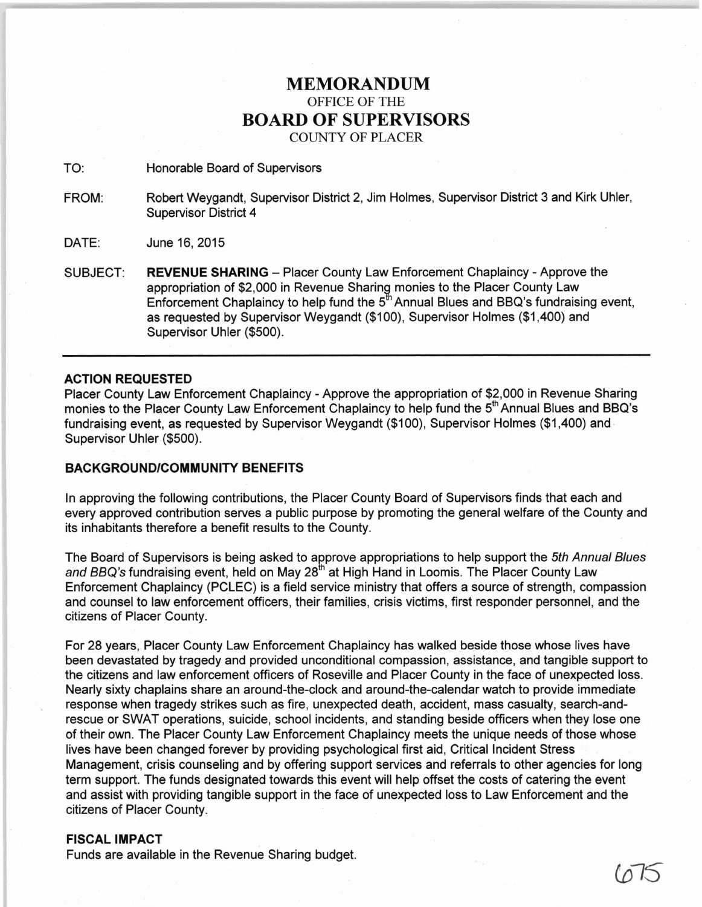# MEMORANDUM

OFFICE OF THE

# BOARD OF SUPERVISORS

COUNTY OF PLACER

TO: Honorable Board of Supervisors

FROM: Robert Weygandt, Supervisor District 2, Jim Holmes, Supervisor District 3 and Kirk Uhler, Supervisor District 4

DATE: June 16, 2015

SUBJECT: **REVENUE SHARING** – Placer County Law Enforcement Chaplaincy - Approve the appropriation of $2,000 in Revenue Sharing monies to the Placer County Law Enforcement Chaplaincy to help fund the 5th Annual Blues and BBQ's fundraising event, as requested by Supervisor Weygandt ($100), Supervisor Holmes ($1,400) and Supervisor Uhler ($500).

---

### ACTION REQUESTED

Placer County Law Enforcement Chaplaincy - Approve the appropriation of $2,000 in Revenue Sharing monies to the Placer County Law Enforcement Chaplaincy to help fund the 5th Annual Blues and BBQ's fundraising event, as requested by Supervisor Weygandt ($100), Supervisor Holmes ($1,400) and Supervisor Uhler ($500).

### BACKGROUND/COMMUNITY BENEFITS

In approving the following contributions, the Placer County Board of Supervisors finds that each and every approved contribution serves a public purpose by promoting the general welfare of the County and its inhabitants therefore a benefit results to the County.

The Board of Supervisors is being asked to approve appropriations to help support the *5th Annual Blues and BBQ's* fundraising event, held on May 28th at High Hand in Loomis. The Placer County Law Enforcement Chaplaincy (PCLEC) is a field service ministry that offers a source of strength, compassion and counsel to law enforcement officers, their families, crisis victims, first responder personnel, and the citizens of Placer County.

For 28 years, Placer County Law Enforcement Chaplaincy has walked beside those whose lives have been devastated by tragedy and provided unconditional compassion, assistance, and tangible support to the citizens and law enforcement officers of Roseville and Placer County in the face of unexpected loss. Nearly sixty chaplains share an around-the-clock and around-the-calendar watch to provide immediate response when tragedy strikes such as fire, unexpected death, accident, mass casualty, search-and-rescue or SWAT operations, suicide, school incidents, and standing beside officers when they lose one of their own. The Placer County Law Enforcement Chaplaincy meets the unique needs of those whose lives have been changed forever by providing psychological first aid, Critical Incident Stress Management, crisis counseling and by offering support services and referrals to other agencies for long term support. The funds designated towards this event will help offset the costs of catering the event and assist with providing tangible support in the face of unexpected loss to Law Enforcement and the citizens of Placer County.

### FISCAL IMPACT

Funds are available in the Revenue Sharing budget.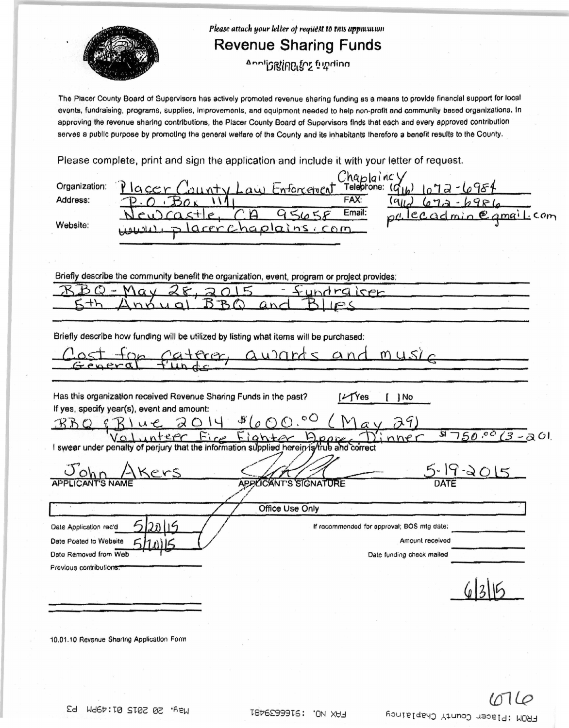*Please attach your letter of request to this application*

# Revenue Sharing Funds

Application for funding
Districts 2 - 4

The Placer County Board of Supervisors has actively promoted revenue sharing funding as a means to provide financial support for local events, fundraising, programs, supplies, improvements, and equipment needed to help non-profit and community based organizations. In approving the revenue sharing contributions, the Placer County Board of Supervisors finds that each and every approved contribution serves a public purpose by promoting the general welfare of the County and its inhabitants therefore a benefit results to the County.

Please complete, print and sign the application and include it with your letter of request.

Organization: Placer County Law Enforcement Chaplaincy
Telephone: (916) 672-6984
Address: P.O. Box 1111
FAX: (916) 672-6986
Newcastle, CA 95658
Email: pclecadmin@gmail.com
Website: www.placerchaplains.com

Briefly describe the community benefit the organization, event, program or project provides:

BBQ - May 28, 2015 - Fundraiser
5th Annual BBQ and Blues

Briefly describe how funding will be utilized by listing what items will be purchased:

Cost for caterer, awards and music
General funds

Has this organization received Revenue Sharing Funds in the past? [✓] Yes [ ] No

If yes, specify year(s), event and amount:

BBQ & Blue 2014 $600.00 (May 29)
Volunteer Fire Fighter Apprec Dinner $750.00 (3-201

I swear under penalty of perjury that the information supplied herein is true and correct

| John Akers | [signature] | 5-19-2015 |
|---|---|---|
| APPLICANT'S NAME | APPLICANT'S SIGNATURE | DATE |

**Office Use Only**

Date Application rec'd 5/20/15
Date Posted to Website 5/20/15
Date Removed from Web
Previous contributions:

If recommended for approval; BOS mtg date:
Amount received
Date funding check mailed

6/3/15

10.01.10 Revenue Sharing Application Form

6766

FROM :Placer County Chaplaincy FAX NO. :9166639481 May. 20 2015 01:49PM P3